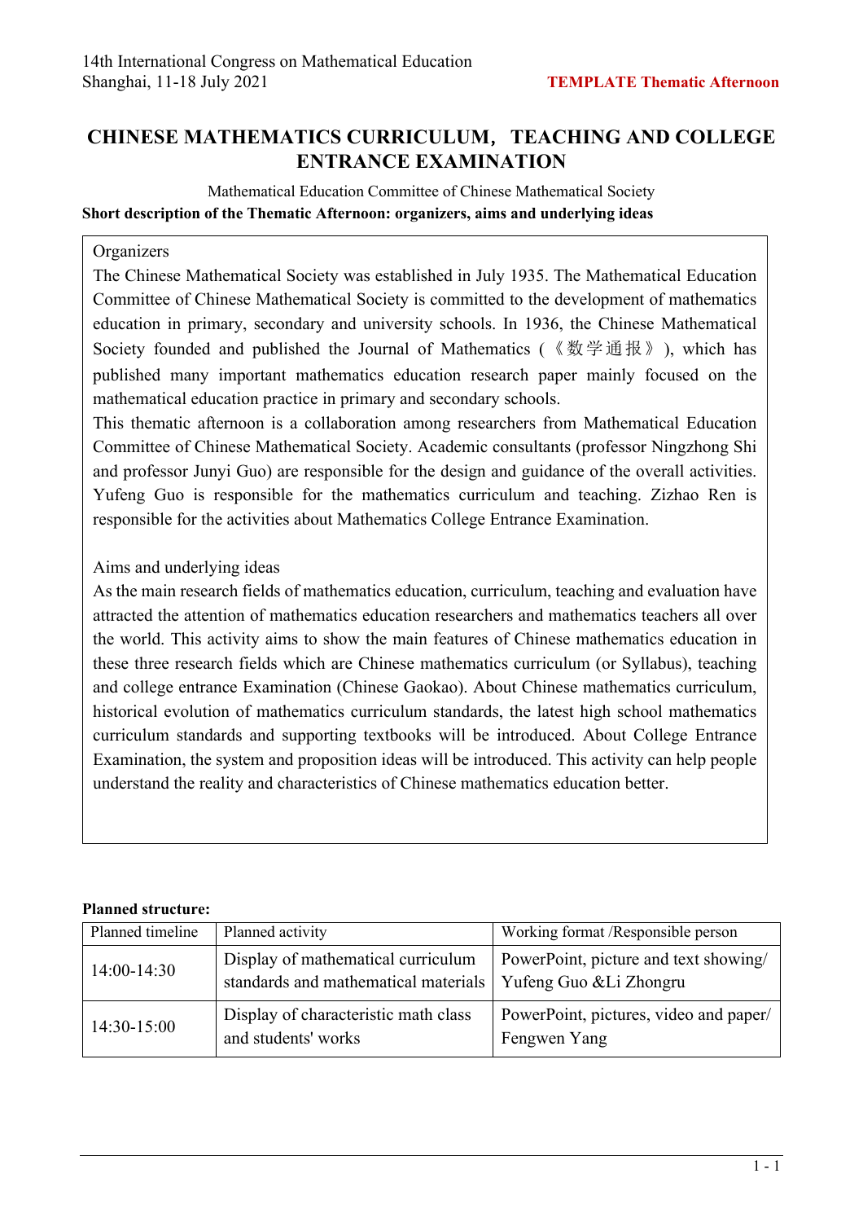# CHINESE MATHEMATICS CURRICULUM，TEACHING AND COLLEGE ENTRANCE EXAMINATION

Mathematical Education Committee of Chinese Mathematical Society

**Short description of the Thematic Afternoon: organizers, aims and underlying ideas**

Organizers

The Chinese Mathematical Society was established in July 1935. The Mathematical Education Committee of Chinese Mathematical Society is committed to the development of mathematics education in primary, secondary and university schools. In 1936, the Chinese Mathematical Society founded and published the Journal of Mathematics (《数学通报》), which has published many important mathematics education research paper mainly focused on the mathematical education practice in primary and secondary schools.

This thematic afternoon is a collaboration among researchers from Mathematical Education Committee of Chinese Mathematical Society. Academic consultants (professor Ningzhong Shi and professor Junyi Guo) are responsible for the design and guidance of the overall activities. Yufeng Guo is responsible for the mathematics curriculum and teaching. Zizhao Ren is responsible for the activities about Mathematics College Entrance Examination.

Aims and underlying ideas

As the main research fields of mathematics education, curriculum, teaching and evaluation have attracted the attention of mathematics education researchers and mathematics teachers all over the world. This activity aims to show the main features of Chinese mathematics education in these three research fields which are Chinese mathematics curriculum (or Syllabus), teaching and college entrance Examination (Chinese Gaokao). About Chinese mathematics curriculum, historical evolution of mathematics curriculum standards, the latest high school mathematics curriculum standards and supporting textbooks will be introduced. About College Entrance Examination, the system and proposition ideas will be introduced. This activity can help people understand the reality and characteristics of Chinese mathematics education better.

**Planned structure:**

| Planned timeline | Planned activity | Working format /Responsible person |
|---|---|---|
| 14:00-14:30 | Display of mathematical curriculum standards and mathematical materials | PowerPoint, picture and text showing/ Yufeng Guo &Li Zhongru |
| 14:30-15:00 | Display of characteristic math class and students' works | PowerPoint, pictures, video and paper/ Fengwen Yang |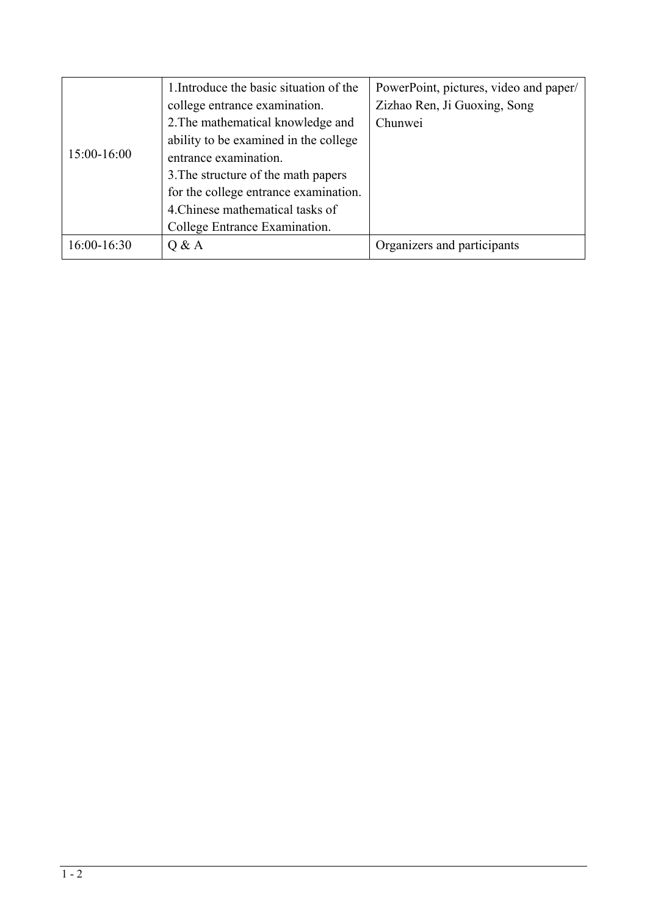| | | |
|---|---|---|
| 15:00-16:00 | 1.Introduce the basic situation of the college entrance examination.<br>2.The mathematical knowledge and ability to be examined in the college entrance examination.<br>3.The structure of the math papers for the college entrance examination.<br>4.Chinese mathematical tasks of College Entrance Examination. | PowerPoint, pictures, video and paper/ Zizhao Ren, Ji Guoxing, Song Chunwei |
| 16:00-16:30 | Q & A | Organizers and participants |